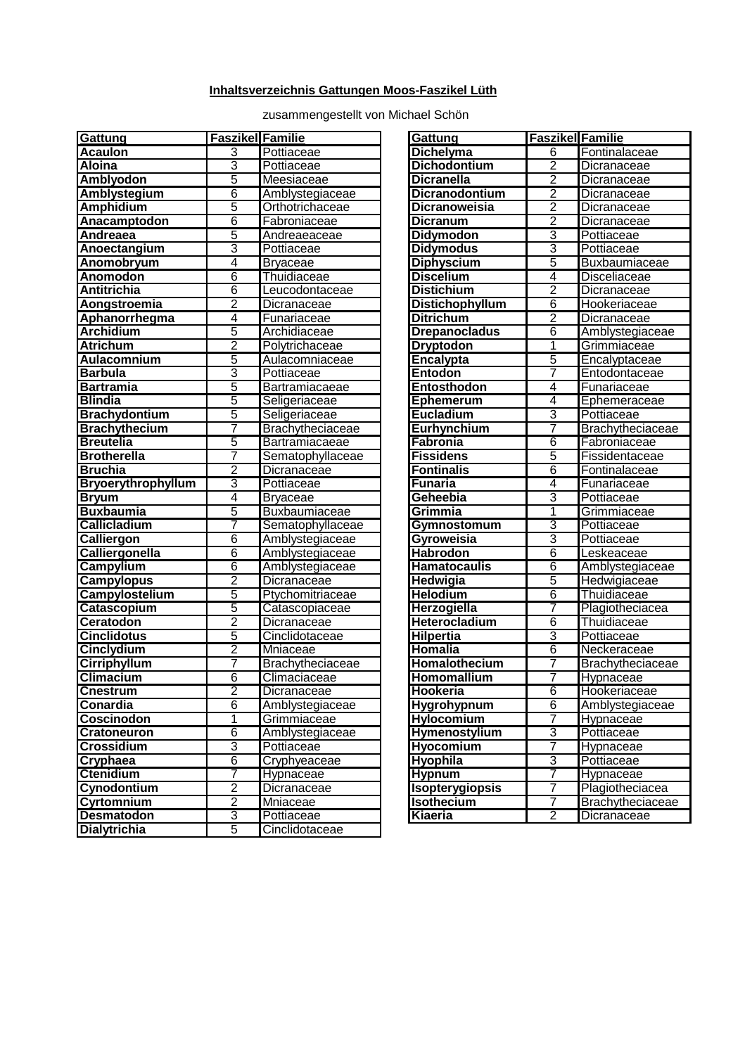**Inhaltsverzeichnis Gattungen Moos-Faszikel Lüth**

zusammengestellt von Michael Schön

| Gattung | Faszikel | Familie |
|---|---|---|
| **Acaulon** | 3 | Pottiaceae |
| **Aloina** | 3 | Pottiaceae |
| **Amblyodon** | 5 | Meesiaceae |
| **Amblystegium** | 6 | Amblystegiaceae |
| **Amphidium** | 5 | Orthotrichaceae |
| **Anacamptodon** | 6 | Fabroniaceae |
| **Andreaea** | 5 | Andreaeaceae |
| **Anoectangium** | 3 | Pottiaceae |
| **Anomobryum** | 4 | Bryaceae |
| **Anomodon** | 6 | Thuidiaceae |
| **Antitrichia** | 6 | Leucodontaceae |
| **Aongstroemia** | 2 | Dicranaceae |
| **Aphanorrhegma** | 4 | Funariaceae |
| **Archidium** | 5 | Archidiaceae |
| **Atrichum** | 2 | Polytrichaceae |
| **Aulacomnium** | 5 | Aulacomniaceae |
| **Barbula** | 3 | Pottiaceae |
| **Bartramia** | 5 | Bartramiacaeae |
| **Blindia** | 5 | Seligeriaceae |
| **Brachydontium** | 5 | Seligeriaceae |
| **Brachythecium** | 7 | Brachytheciaceae |
| **Breutelia** | 5 | Bartramiacaeae |
| **Brotherella** | 7 | Sematophyllaceae |
| **Bruchia** | 2 | Dicranaceae |
| **Bryoerythrophyllum** | 3 | Pottiaceae |
| **Bryum** | 4 | Bryaceae |
| **Buxbaumia** | 5 | Buxbaumiaceae |
| **Callicladium** | 7 | Sematophyllaceae |
| **Calliergon** | 6 | Amblystegiaceae |
| **Calliergonella** | 6 | Amblystegiaceae |
| **Campylium** | 6 | Amblystegiaceae |
| **Campylopus** | 2 | Dicranaceae |
| **Campylostelium** | 5 | Ptychomitriaceae |
| **Catascopium** | 5 | Catascopiaceae |
| **Ceratodon** | 2 | Dicranaceae |
| **Cinclidotus** | 5 | Cinclidotaceae |
| **Cinclydium** | 2 | Mniaceae |
| **Cirriphyllum** | 7 | Brachytheciaceae |
| **Climacium** | 6 | Climaciaceae |
| **Cnestrum** | 2 | Dicranaceae |
| **Conardia** | 6 | Amblystegiaceae |
| **Coscinodon** | 1 | Grimmiaceae |
| **Cratoneuron** | 6 | Amblystegiaceae |
| **Crossidium** | 3 | Pottiaceae |
| **Cryphaea** | 6 | Cryphyeaceae |
| **Ctenidium** | 7 | Hypnaceae |
| **Cynodontium** | 2 | Dicranaceae |
| **Cyrtomnium** | 2 | Mniaceae |
| **Desmatodon** | 3 | Pottiaceae |
| **Dialytrichia** | 5 | Cinclidotaceae |
| **Dichelyma** | 6 | Fontinalaceae |
| **Dichodontium** | 2 | Dicranaceae |
| **Dicranella** | 2 | Dicranaceae |
| **Dicranodontium** | 2 | Dicranaceae |
| **Dicranoweisia** | 2 | Dicranaceae |
| **Dicranum** | 2 | Dicranaceae |
| **Didymodon** | 3 | Pottiaceae |
| **Didymodus** | 3 | Pottiaceae |
| **Diphyscium** | 5 | Buxbaumiaceae |
| **Discelium** | 4 | Disceliaceae |
| **Distichium** | 2 | Dicranaceae |
| **Distichophyllum** | 6 | Hookeriaceae |
| **Ditrichum** | 2 | Dicranaceae |
| **Drepanocladus** | 6 | Amblystegiaceae |
| **Dryptodon** | 1 | Grimmiaceae |
| **Encalypta** | 5 | Encalyptaceae |
| **Entodon** | 7 | Entodontaceae |
| **Entosthodon** | 4 | Funariaceae |
| **Ephemerum** | 4 | Ephemeraceae |
| **Eucladium** | 3 | Pottiaceae |
| **Eurhynchium** | 7 | Brachytheciaceae |
| **Fabronia** | 6 | Fabroniaceae |
| **Fissidens** | 5 | Fissidentaceae |
| **Fontinalis** | 6 | Fontinalaceae |
| **Funaria** | 4 | Funariaceae |
| **Geheebia** | 3 | Pottiaceae |
| **Grimmia** | 1 | Grimmiaceae |
| **Gymnostomum** | 3 | Pottiaceae |
| **Gyroweisia** | 3 | Pottiaceae |
| **Habrodon** | 6 | Leskeaceae |
| **Hamatocaulis** | 6 | Amblystegiaceae |
| **Hedwigia** | 5 | Hedwigiaceae |
| **Helodium** | 6 | Thuidiaceae |
| **Herzogiella** | 7 | Plagiotheciacea |
| **Heterocladium** | 6 | Thuidiaceae |
| **Hilpertia** | 3 | Pottiaceae |
| **Homalia** | 6 | Neckeraceae |
| **Homalothecium** | 7 | Brachytheciaceae |
| **Homomallium** | 7 | Hypnaceae |
| **Hookeria** | 6 | Hookeriaceae |
| **Hygrohypnum** | 6 | Amblystegiaceae |
| **Hylocomium** | 7 | Hypnaceae |
| **Hymenostylium** | 3 | Pottiaceae |
| **Hyocomium** | 7 | Hypnaceae |
| **Hyophila** | 3 | Pottiaceae |
| **Hypnum** | 7 | Hypnaceae |
| **Isopterygiopsis** | 7 | Plagiotheciacea |
| **Isothecium** | 7 | Brachytheciaceae |
| **Kiaeria** | 2 | Dicranaceae |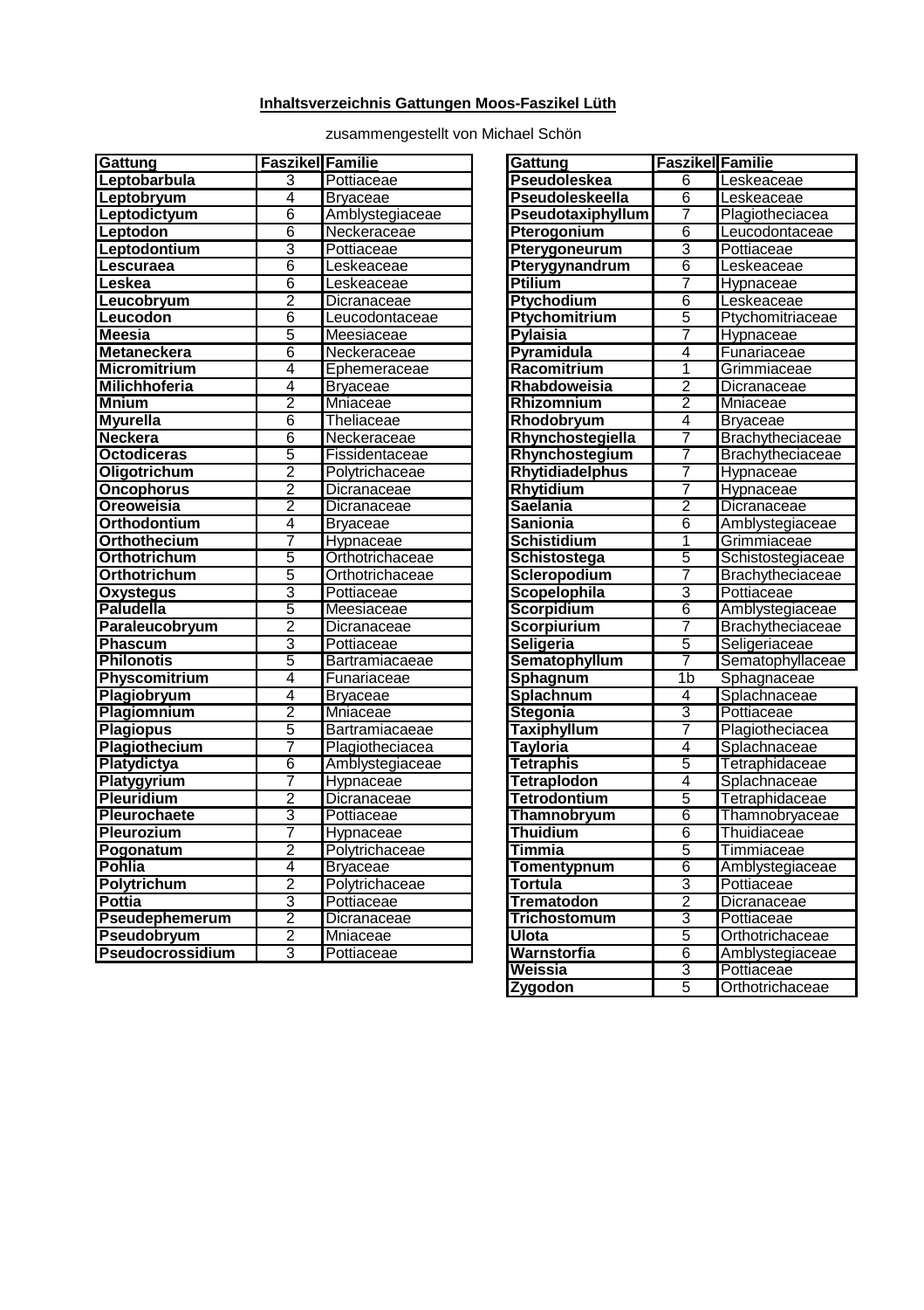**Inhaltsverzeichnis Gattungen Moos-Faszikel Lüth**

zusammengestellt von Michael Schön

| Gattung | Faszikel | Familie |
|---|---|---|
| **Leptobarbula** | 3 | Pottiaceae |
| **Leptobryum** | 4 | Bryaceae |
| **Leptodictyum** | 6 | Amblystegiaceae |
| **Leptodon** | 6 | Neckeraceae |
| **Leptodontium** | 3 | Pottiaceae |
| **Lescuraea** | 6 | Leskeaceae |
| **Leskea** | 6 | Leskeaceae |
| **Leucobryum** | 2 | Dicranaceae |
| **Leucodon** | 6 | Leucodontaceae |
| **Meesia** | 5 | Meesiaceae |
| **Metaneckera** | 6 | Neckeraceae |
| **Micromitrium** | 4 | Ephemeraceae |
| **Milichhoferia** | 4 | Bryaceae |
| **Mnium** | 2 | Mniaceae |
| **Myurella** | 6 | Theliaceae |
| **Neckera** | 6 | Neckeraceae |
| **Octodiceras** | 5 | Fissidentaceae |
| **Oligotrichum** | 2 | Polytrichaceae |
| **Oncophorus** | 2 | Dicranaceae |
| **Oreoweisia** | 2 | Dicranaceae |
| **Orthodontium** | 4 | Bryaceae |
| **Orthothecium** | 7 | Hypnaceae |
| **Orthotrichum** | 5 | Orthotrichaceae |
| **Orthotrichum** | 5 | Orthotrichaceae |
| **Oxystegus** | 3 | Pottiaceae |
| **Paludella** | 5 | Meesiaceae |
| **Paraleucobryum** | 2 | Dicranaceae |
| **Phascum** | 3 | Pottiaceae |
| **Philonotis** | 5 | Bartramiacaeae |
| **Physcomitrium** | 4 | Funariaceae |
| **Plagiobryum** | 4 | Bryaceae |
| **Plagiomnium** | 2 | Mniaceae |
| **Plagiopus** | 5 | Bartramiacaeae |
| **Plagiothecium** | 7 | Plagiotheciacea |
| **Platydictya** | 6 | Amblystegiaceae |
| **Platygyrium** | 7 | Hypnaceae |
| **Pleuridium** | 2 | Dicranaceae |
| **Pleurochaete** | 3 | Pottiaceae |
| **Pleurozium** | 7 | Hypnaceae |
| **Pogonatum** | 2 | Polytrichaceae |
| **Pohlia** | 4 | Bryaceae |
| **Polytrichum** | 2 | Polytrichaceae |
| **Pottia** | 3 | Pottiaceae |
| **Pseudephemerum** | 2 | Dicranaceae |
| **Pseudobryum** | 2 | Mniaceae |
| **Pseudocrossidium** | 3 | Pottiaceae |

| Gattung | Faszikel | Familie |
|---|---|---|
| **Pseudoleskea** | 6 | Leskeaceae |
| **Pseudoleskeella** | 6 | Leskeaceae |
| **Pseudotaxiphyllum** | 7 | Plagiotheciacea |
| **Pterogonium** | 6 | Leucodontaceae |
| **Pterygoneurum** | 3 | Pottiaceae |
| **Pterygynandrum** | 6 | Leskeaceae |
| **Ptilium** | 7 | Hypnaceae |
| **Ptychodium** | 6 | Leskeaceae |
| **Ptychomitrium** | 5 | Ptychomitriaceae |
| **Pylaisia** | 7 | Hypnaceae |
| **Pyramidula** | 4 | Funariaceae |
| **Racomitrium** | 1 | Grimmiaceae |
| **Rhabdoweisia** | 2 | Dicranaceae |
| **Rhizomnium** | 2 | Mniaceae |
| **Rhodobryum** | 4 | Bryaceae |
| **Rhynchostegiella** | 7 | Brachytheciaceae |
| **Rhynchostegium** | 7 | Brachytheciaceae |
| **Rhytidiadelphus** | 7 | Hypnaceae |
| **Rhytidium** | 7 | Hypnaceae |
| **Saelania** | 2 | Dicranaceae |
| **Sanionia** | 6 | Amblystegiaceae |
| **Schistidium** | 1 | Grimmiaceae |
| **Schistostega** | 5 | Schistostegiaceae |
| **Scleropodium** | 7 | Brachytheciaceae |
| **Scopelophila** | 3 | Pottiaceae |
| **Scorpidium** | 6 | Amblystegiaceae |
| **Scorpiurium** | 7 | Brachytheciaceae |
| **Seligeria** | 5 | Seligeriaceae |
| **Sematophyllum** | 7 | Sematophyllaceae |
| **Sphagnum** | 1b | Sphagnaceae |
| **Splachnum** | 4 | Splachnaceae |
| **Stegonia** | 3 | Pottiaceae |
| **Taxiphyllum** | 7 | Plagiotheciacea |
| **Tayloria** | 4 | Splachnaceae |
| **Tetraphis** | 5 | Tetraphidaceae |
| **Tetraplodon** | 4 | Splachnaceae |
| **Tetrodontium** | 5 | Tetraphidaceae |
| **Thamnobryum** | 6 | Thamnobryaceae |
| **Thuidium** | 6 | Thuidiaceae |
| **Timmia** | 5 | Timmiaceae |
| **Tomentypnum** | 6 | Amblystegiaceae |
| **Tortula** | 3 | Pottiaceae |
| **Trematodon** | 2 | Dicranaceae |
| **Trichostomum** | 3 | Pottiaceae |
| **Ulota** | 5 | Orthotrichaceae |
| **Warnstorfia** | 6 | Amblystegiaceae |
| **Weissia** | 3 | Pottiaceae |
| **Zygodon** | 5 | Orthotrichaceae |